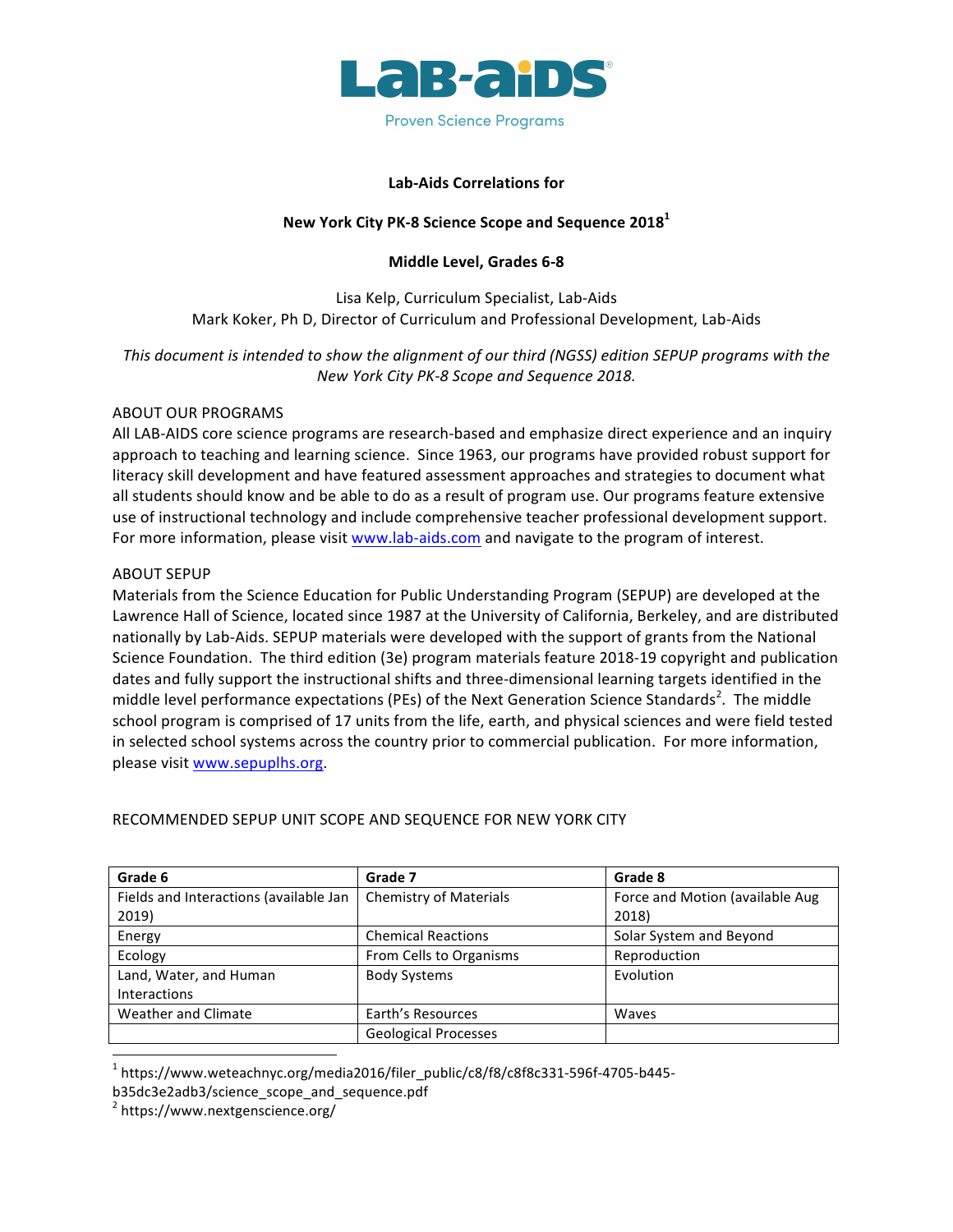**Lab-Aids Correlations for**

**New York City PK-8 Science Scope and Sequence 2018[1]**

**Middle Level, Grades 6-8**

Lisa Kelp, Curriculum Specialist, Lab-Aids
Mark Koker, Ph D, Director of Curriculum and Professional Development, Lab-Aids

*This document is intended to show the alignment of our third (NGSS) edition SEPUP programs with the New York City PK-8 Scope and Sequence 2018.*

ABOUT OUR PROGRAMS

All LAB-AIDS core science programs are research-based and emphasize direct experience and an inquiry approach to teaching and learning science. Since 1963, our programs have provided robust support for literacy skill development and have featured assessment approaches and strategies to document what all students should know and be able to do as a result of program use. Our programs feature extensive use of instructional technology and include comprehensive teacher professional development support. For more information, please visit www.lab-aids.com and navigate to the program of interest.

ABOUT SEPUP

Materials from the Science Education for Public Understanding Program (SEPUP) are developed at the Lawrence Hall of Science, located since 1987 at the University of California, Berkeley, and are distributed nationally by Lab-Aids. SEPUP materials were developed with the support of grants from the National Science Foundation. The third edition (3e) program materials feature 2018-19 copyright and publication dates and fully support the instructional shifts and three-dimensional learning targets identified in the middle level performance expectations (PEs) of the Next Generation Science Standards[2]. The middle school program is comprised of 17 units from the life, earth, and physical sciences and were field tested in selected school systems across the country prior to commercial publication. For more information, please visit www.sepuplhs.org.

RECOMMENDED SEPUP UNIT SCOPE AND SEQUENCE FOR NEW YORK CITY

| Grade 6 | Grade 7 | Grade 8 |
|---|---|---|
| Fields and Interactions (available Jan 2019) | Chemistry of Materials | Force and Motion (available Aug 2018) |
| Energy | Chemical Reactions | Solar System and Beyond |
| Ecology | From Cells to Organisms | Reproduction |
| Land, Water, and Human Interactions | Body Systems | Evolution |
| Weather and Climate | Earth's Resources | Waves |
| | Geological Processes | |

[1] https://www.weteachnyc.org/media2016/filer_public/c8/f8/c8f8c331-596f-4705-b445-b35dc3e2adb3/science_scope_and_sequence.pdf

[2] https://www.nextgenscience.org/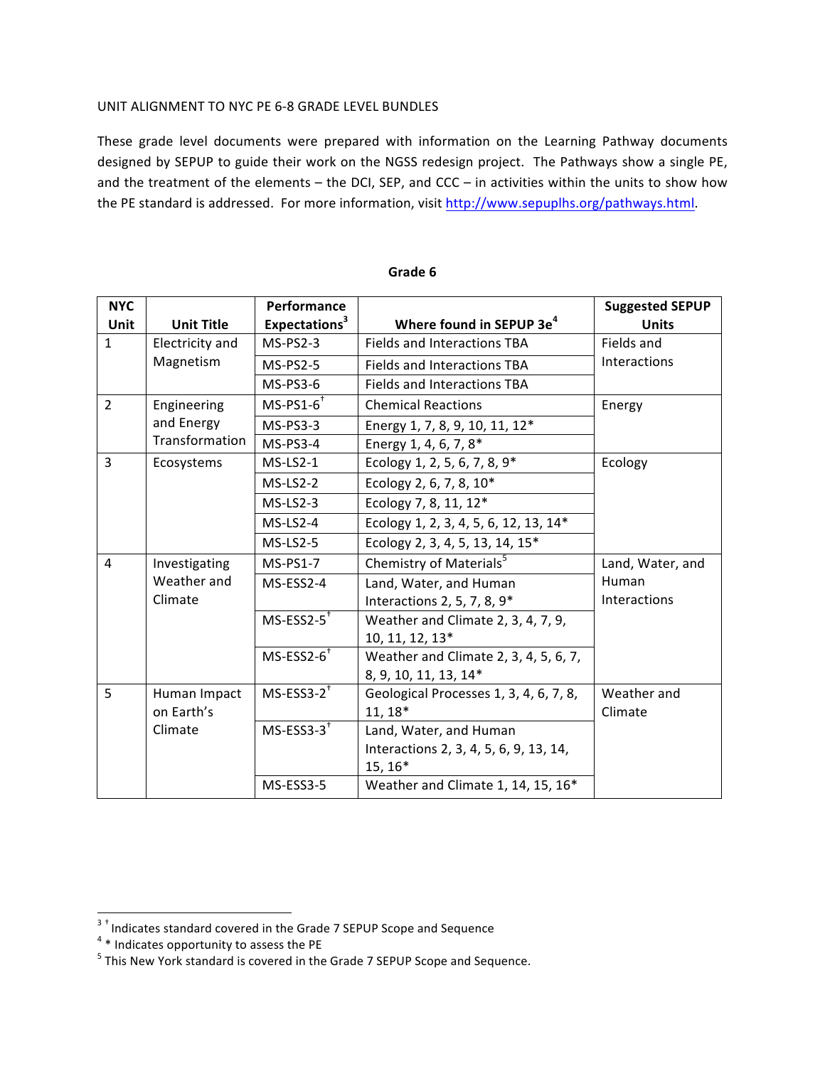UNIT ALIGNMENT TO NYC PE 6-8 GRADE LEVEL BUNDLES

These grade level documents were prepared with information on the Learning Pathway documents designed by SEPUP to guide their work on the NGSS redesign project. The Pathways show a single PE, and the treatment of the elements – the DCI, SEP, and CCC – in activities within the units to show how the PE standard is addressed. For more information, visit [http://www.sepuplhs.org/pathways.html](http://www.sepuplhs.org/pathways.html).

**Grade 6**

| NYC Unit | Unit Title | Performance Expectations[3] | Where found in SEPUP 3e[4] | Suggested SEPUP Units |
|---|---|---|---|---|
| 1 | Electricity and Magnetism | MS-PS2-3 | Fields and Interactions TBA | Fields and Interactions |
| | | MS-PS2-5 | Fields and Interactions TBA | |
| | | MS-PS3-6 | Fields and Interactions TBA | |
| 2 | Engineering and Energy Transformation | MS-PS1-6[†] | Chemical Reactions | Energy |
| | | MS-PS3-3 | Energy 1, 7, 8, 9, 10, 11, 12* | |
| | | MS-PS3-4 | Energy 1, 4, 6, 7, 8* | |
| 3 | Ecosystems | MS-LS2-1 | Ecology 1, 2, 5, 6, 7, 8, 9* | Ecology |
| | | MS-LS2-2 | Ecology 2, 6, 7, 8, 10* | |
| | | MS-LS2-3 | Ecology 7, 8, 11, 12* | |
| | | MS-LS2-4 | Ecology 1, 2, 3, 4, 5, 6, 12, 13, 14* | |
| | | MS-LS2-5 | Ecology 2, 3, 4, 5, 13, 14, 15* | |
| 4 | Investigating Weather and Climate | MS-PS1-7 | Chemistry of Materials[5] | Land, Water, and Human Interactions |
| | | MS-ESS2-4 | Land, Water, and Human Interactions 2, 5, 7, 8, 9* | |
| | | MS-ESS2-5[†] | Weather and Climate 2, 3, 4, 7, 9, 10, 11, 12, 13* | |
| | | MS-ESS2-6[†] | Weather and Climate 2, 3, 4, 5, 6, 7, 8, 9, 10, 11, 13, 14* | |
| 5 | Human Impact on Earth's Climate | MS-ESS3-2[†] | Geological Processes 1, 3, 4, 6, 7, 8, 11, 18* | Weather and Climate |
| | | MS-ESS3-3[†] | Land, Water, and Human Interactions 2, 3, 4, 5, 6, 9, 13, 14, 15, 16* | |
| | | MS-ESS3-5 | Weather and Climate 1, 14, 15, 16* | |

---

[3] † Indicates standard covered in the Grade 7 SEPUP Scope and Sequence

[4] * Indicates opportunity to assess the PE

[5] This New York standard is covered in the Grade 7 SEPUP Scope and Sequence.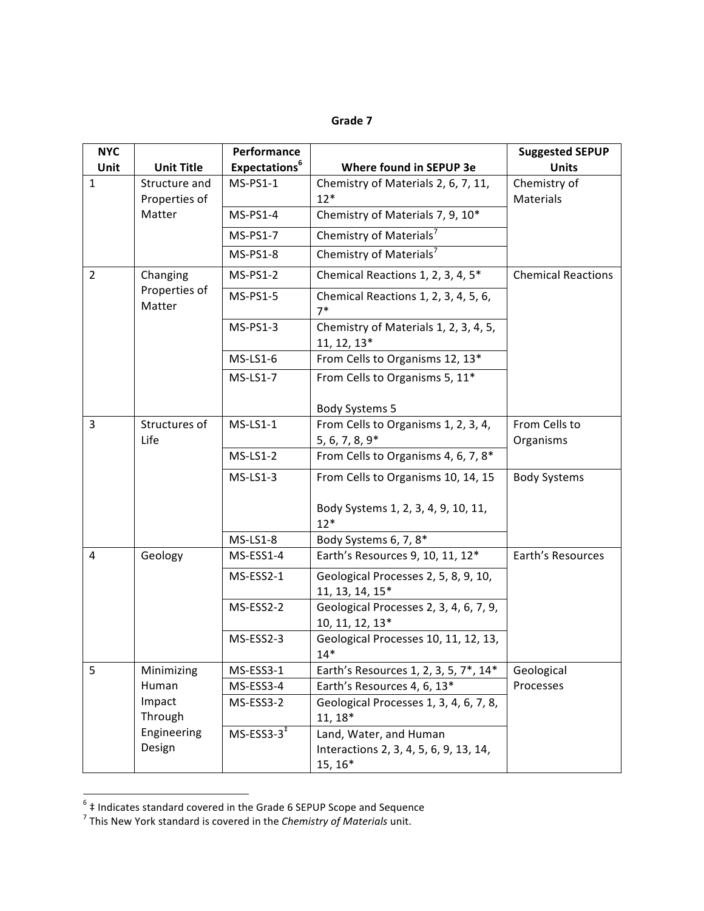**Grade 7**

| NYC Unit | Unit Title | Performance Expectations[6] | Where found in SEPUP 3e | Suggested SEPUP Units |
|---|---|---|---|---|
| 1 | Structure and Properties of Matter | MS-PS1-1 | Chemistry of Materials 2, 6, 7, 11, 12* | Chemistry of Materials |
| | | MS-PS1-4 | Chemistry of Materials 7, 9, 10* | |
| | | MS-PS1-7 | Chemistry of Materials[7] | |
| | | MS-PS1-8 | Chemistry of Materials[7] | |
| 2 | Changing Properties of Matter | MS-PS1-2 | Chemical Reactions 1, 2, 3, 4, 5* | Chemical Reactions |
| | | MS-PS1-5 | Chemical Reactions 1, 2, 3, 4, 5, 6, 7* | |
| | | MS-PS1-3 | Chemistry of Materials 1, 2, 3, 4, 5, 11, 12, 13* | |
| | | MS-LS1-6 | From Cells to Organisms 12, 13* | |
| | | MS-LS1-7 | From Cells to Organisms 5, 11*<br><br>Body Systems 5 | |
| 3 | Structures of Life | MS-LS1-1 | From Cells to Organisms 1, 2, 3, 4, 5, 6, 7, 8, 9* | From Cells to Organisms |
| | | MS-LS1-2 | From Cells to Organisms 4, 6, 7, 8* | |
| | | MS-LS1-3 | From Cells to Organisms 10, 14, 15<br><br>Body Systems 1, 2, 3, 4, 9, 10, 11, 12* | Body Systems |
| | | MS-LS1-8 | Body Systems 6, 7, 8* | |
| 4 | Geology | MS-ESS1-4 | Earth's Resources 9, 10, 11, 12* | Earth's Resources |
| | | MS-ESS2-1 | Geological Processes 2, 5, 8, 9, 10, 11, 13, 14, 15* | |
| | | MS-ESS2-2 | Geological Processes 2, 3, 4, 6, 7, 9, 10, 11, 12, 13* | |
| | | MS-ESS2-3 | Geological Processes 10, 11, 12, 13, 14* | |
| 5 | Minimizing Human Impact Through Engineering Design | MS-ESS3-1 | Earth's Resources 1, 2, 3, 5, 7*, 14* | Geological Processes |
| | | MS-ESS3-4 | Earth's Resources 4, 6, 13* | |
| | | MS-ESS3-2 | Geological Processes 1, 3, 4, 6, 7, 8, 11, 18* | |
| | | MS-ESS3-3‡ | Land, Water, and Human Interactions 2, 3, 4, 5, 6, 9, 13, 14, 15, 16* | |

[6] ‡ Indicates standard covered in the Grade 6 SEPUP Scope and Sequence

[7] This New York standard is covered in the *Chemistry of Materials* unit.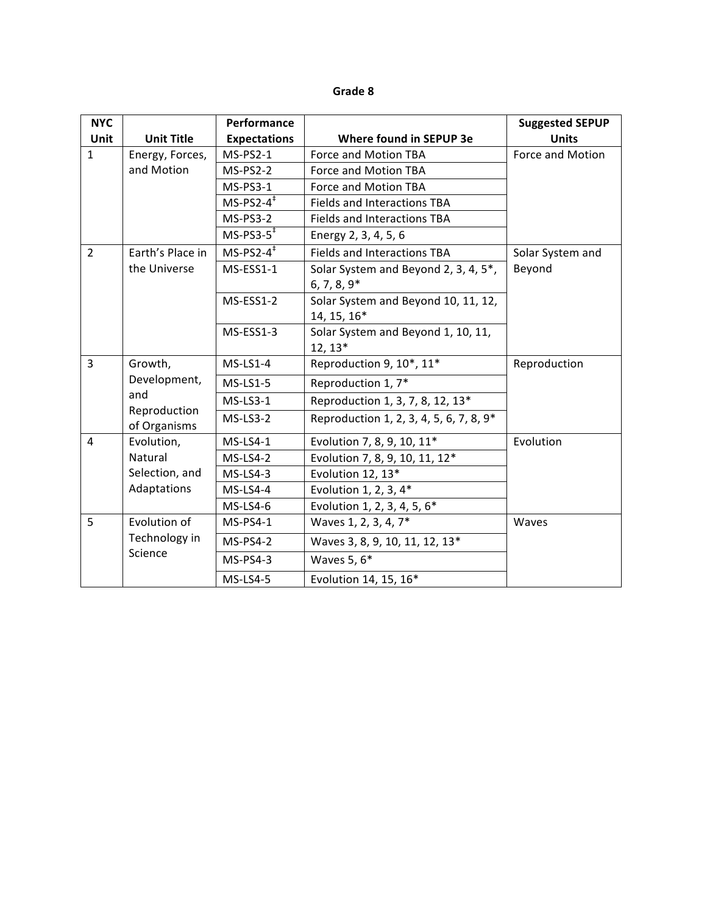**Grade 8**

| NYC Unit | Unit Title | Performance Expectations | Where found in SEPUP 3e | Suggested SEPUP Units |
|---|---|---|---|---|
| 1 | Energy, Forces, and Motion | MS-PS2-1 | Force and Motion TBA | Force and Motion |
| | | MS-PS2-2 | Force and Motion TBA | |
| | | MS-PS3-1 | Force and Motion TBA | |
| | | MS-PS2-4‡ | Fields and Interactions TBA | |
| | | MS-PS3-2 | Fields and Interactions TBA | |
| | | MS-PS3-5‡ | Energy 2, 3, 4, 5, 6 | |
| 2 | Earth's Place in the Universe | MS-PS2-4‡ | Fields and Interactions TBA | Solar System and Beyond |
| | | MS-ESS1-1 | Solar System and Beyond 2, 3, 4, 5*, 6, 7, 8, 9* | |
| | | MS-ESS1-2 | Solar System and Beyond 10, 11, 12, 14, 15, 16* | |
| | | MS-ESS1-3 | Solar System and Beyond 1, 10, 11, 12, 13* | |
| 3 | Growth, Development, and Reproduction of Organisms | MS-LS1-4 | Reproduction 9, 10*, 11* | Reproduction |
| | | MS-LS1-5 | Reproduction 1, 7* | |
| | | MS-LS3-1 | Reproduction 1, 3, 7, 8, 12, 13* | |
| | | MS-LS3-2 | Reproduction 1, 2, 3, 4, 5, 6, 7, 8, 9* | |
| 4 | Evolution, Natural Selection, and Adaptations | MS-LS4-1 | Evolution 7, 8, 9, 10, 11* | Evolution |
| | | MS-LS4-2 | Evolution 7, 8, 9, 10, 11, 12* | |
| | | MS-LS4-3 | Evolution 12, 13* | |
| | | MS-LS4-4 | Evolution 1, 2, 3, 4* | |
| | | MS-LS4-6 | Evolution 1, 2, 3, 4, 5, 6* | |
| 5 | Evolution of Technology in Science | MS-PS4-1 | Waves 1, 2, 3, 4, 7* | Waves |
| | | MS-PS4-2 | Waves 3, 8, 9, 10, 11, 12, 13* | |
| | | MS-PS4-3 | Waves 5, 6* | |
| | | MS-LS4-5 | Evolution 14, 15, 16* | |